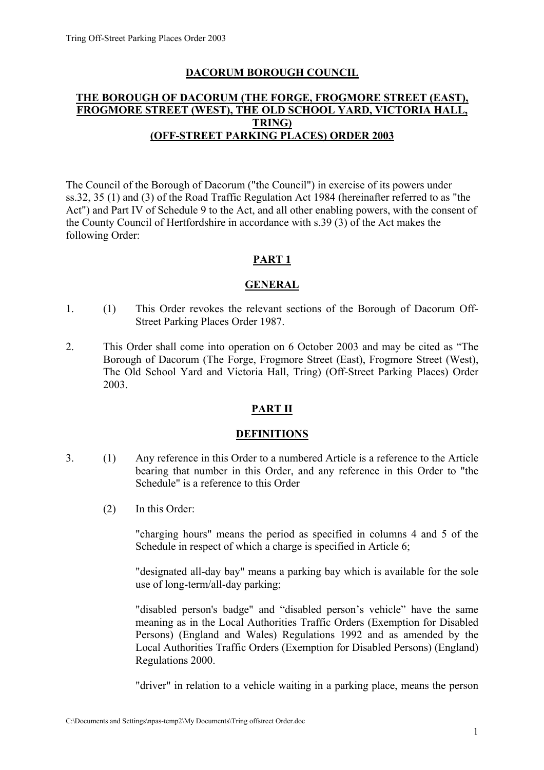**DACORUM BOROUGH COUNCIL**

**THE BOROUGH OF DACORUM (THE FORGE, FROGMORE STREET (EAST), FROGMORE STREET (WEST), THE OLD SCHOOL YARD, VICTORIA HALL, TRING)**
**(OFF-STREET PARKING PLACES) ORDER 2003**

The Council of the Borough of Dacorum ("the Council") in exercise of its powers under ss.32, 35 (1) and (3) of the Road Traffic Regulation Act 1984 (hereinafter referred to as "the Act") and Part IV of Schedule 9 to the Act, and all other enabling powers, with the consent of the County Council of Hertfordshire in accordance with s.39 (3) of the Act makes the following Order:

## PART 1

## GENERAL

1. (1) This Order revokes the relevant sections of the Borough of Dacorum Off-Street Parking Places Order 1987.

2. This Order shall come into operation on 6 October 2003 and may be cited as "The Borough of Dacorum (The Forge, Frogmore Street (East), Frogmore Street (West), The Old School Yard and Victoria Hall, Tring) (Off-Street Parking Places) Order 2003.

## PART II

## DEFINITIONS

3. (1) Any reference in this Order to a numbered Article is a reference to the Article bearing that number in this Order, and any reference in this Order to "the Schedule" is a reference to this Order

   (2) In this Order:

   "charging hours" means the period as specified in columns 4 and 5 of the Schedule in respect of which a charge is specified in Article 6;

   "designated all-day bay" means a parking bay which is available for the sole use of long-term/all-day parking;

   "disabled person's badge" and "disabled person's vehicle" have the same meaning as in the Local Authorities Traffic Orders (Exemption for Disabled Persons) (England and Wales) Regulations 1992 and as amended by the Local Authorities Traffic Orders (Exemption for Disabled Persons) (England) Regulations 2000.

   "driver" in relation to a vehicle waiting in a parking place, means the person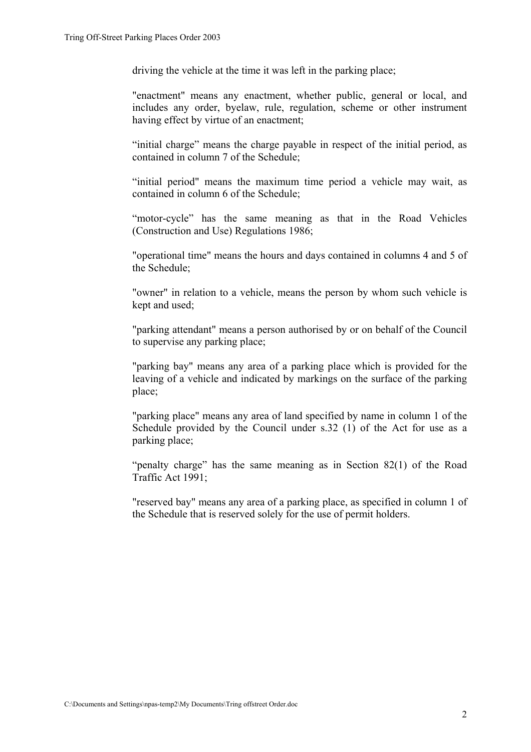driving the vehicle at the time it was left in the parking place;

"enactment" means any enactment, whether public, general or local, and includes any order, byelaw, rule, regulation, scheme or other instrument having effect by virtue of an enactment;

“initial charge” means the charge payable in respect of the initial period, as contained in column 7 of the Schedule;

“initial period" means the maximum time period a vehicle may wait, as contained in column 6 of the Schedule;

“motor-cycle” has the same meaning as that in the Road Vehicles (Construction and Use) Regulations 1986;

"operational time" means the hours and days contained in columns 4 and 5 of the Schedule;

"owner" in relation to a vehicle, means the person by whom such vehicle is kept and used;

"parking attendant" means a person authorised by or on behalf of the Council to supervise any parking place;

"parking bay" means any area of a parking place which is provided for the leaving of a vehicle and indicated by markings on the surface of the parking place;

"parking place" means any area of land specified by name in column 1 of the Schedule provided by the Council under s.32 (1) of the Act for use as a parking place;

“penalty charge” has the same meaning as in Section 82(1) of the Road Traffic Act 1991;

"reserved bay" means any area of a parking place, as specified in column 1 of the Schedule that is reserved solely for the use of permit holders.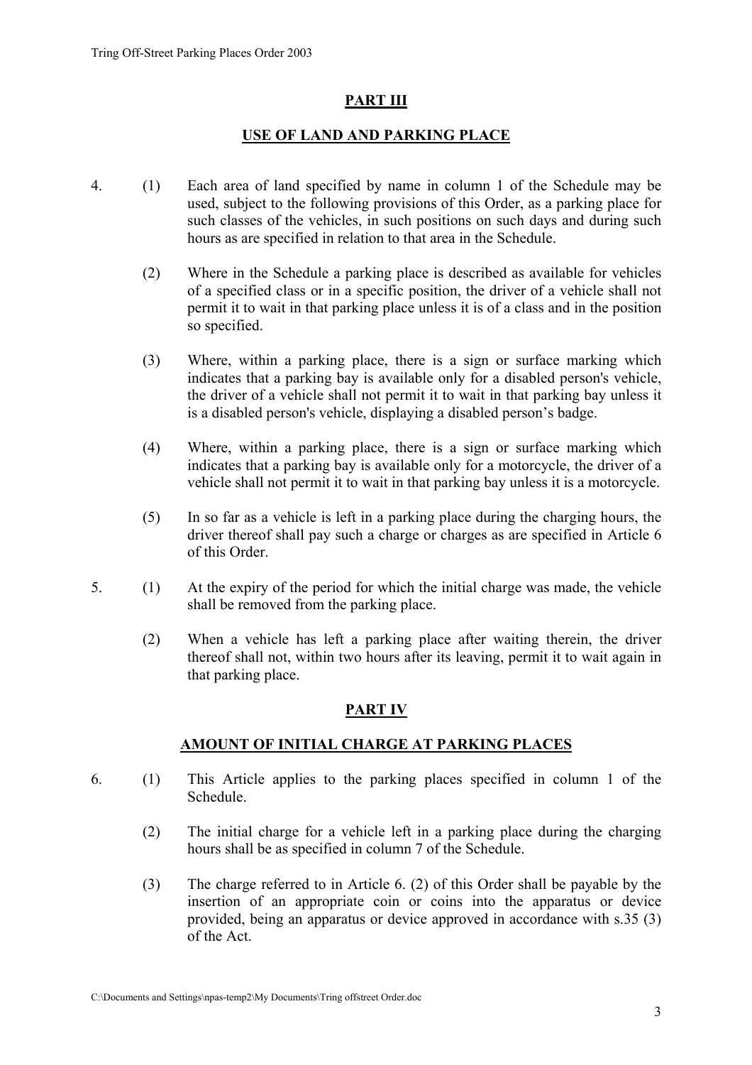## PART III

## USE OF LAND AND PARKING PLACE

4. (1) Each area of land specified by name in column 1 of the Schedule may be used, subject to the following provisions of this Order, as a parking place for such classes of the vehicles, in such positions on such days and during such hours as are specified in relation to that area in the Schedule.

   (2) Where in the Schedule a parking place is described as available for vehicles of a specified class or in a specific position, the driver of a vehicle shall not permit it to wait in that parking place unless it is of a class and in the position so specified.

   (3) Where, within a parking place, there is a sign or surface marking which indicates that a parking bay is available only for a disabled person's vehicle, the driver of a vehicle shall not permit it to wait in that parking bay unless it is a disabled person's vehicle, displaying a disabled person's badge.

   (4) Where, within a parking place, there is a sign or surface marking which indicates that a parking bay is available only for a motorcycle, the driver of a vehicle shall not permit it to wait in that parking bay unless it is a motorcycle.

   (5) In so far as a vehicle is left in a parking place during the charging hours, the driver thereof shall pay such a charge or charges as are specified in Article 6 of this Order.

5. (1) At the expiry of the period for which the initial charge was made, the vehicle shall be removed from the parking place.

   (2) When a vehicle has left a parking place after waiting therein, the driver thereof shall not, within two hours after its leaving, permit it to wait again in that parking place.

## PART IV

## AMOUNT OF INITIAL CHARGE AT PARKING PLACES

6. (1) This Article applies to the parking places specified in column 1 of the Schedule.

   (2) The initial charge for a vehicle left in a parking place during the charging hours shall be as specified in column 7 of the Schedule.

   (3) The charge referred to in Article 6. (2) of this Order shall be payable by the insertion of an appropriate coin or coins into the apparatus or device provided, being an apparatus or device approved in accordance with s.35 (3) of the Act.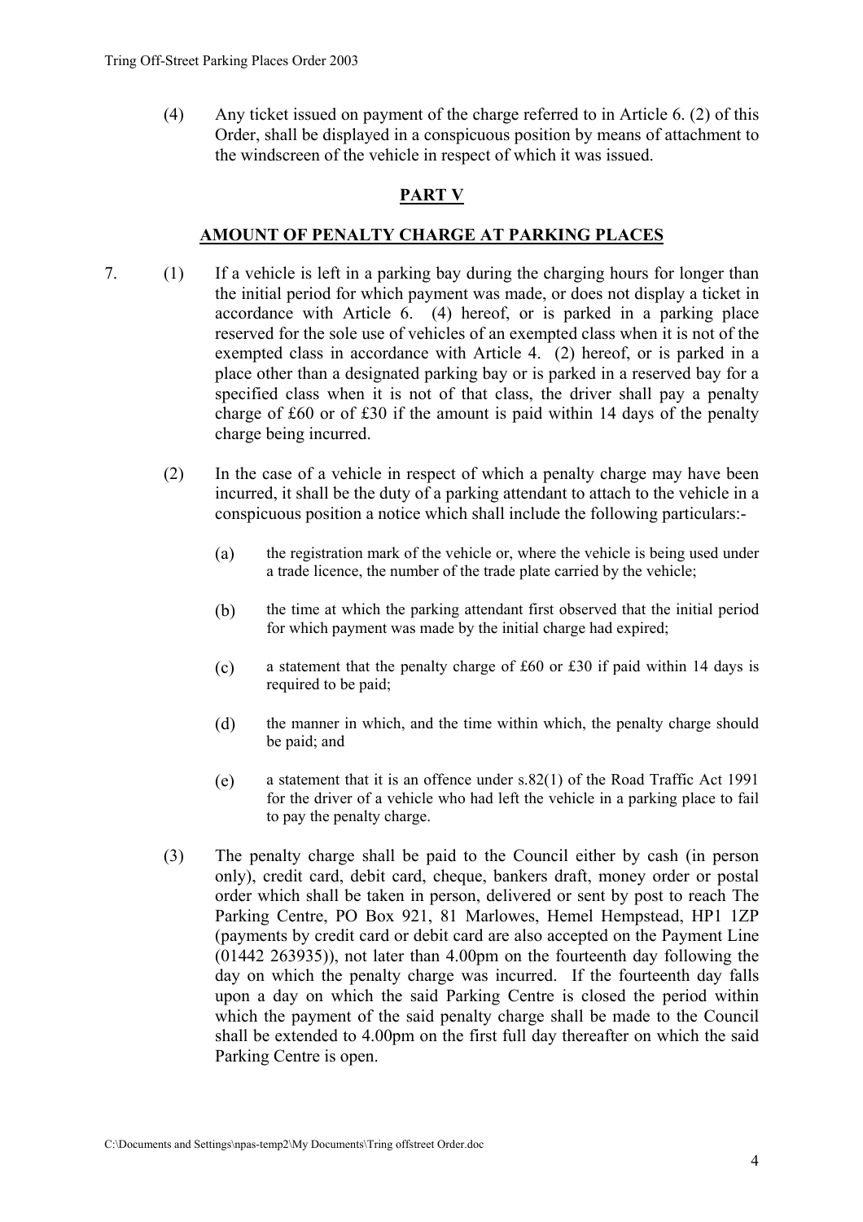(4) Any ticket issued on payment of the charge referred to in Article 6. (2) of this Order, shall be displayed in a conspicuous position by means of attachment to the windscreen of the vehicle in respect of which it was issued.

## PART V

## AMOUNT OF PENALTY CHARGE AT PARKING PLACES

7. (1) If a vehicle is left in a parking bay during the charging hours for longer than the initial period for which payment was made, or does not display a ticket in accordance with Article 6. (4) hereof, or is parked in a parking place reserved for the sole use of vehicles of an exempted class when it is not of the exempted class in accordance with Article 4. (2) hereof, or is parked in a place other than a designated parking bay or is parked in a reserved bay for a specified class when it is not of that class, the driver shall pay a penalty charge of £60 or of £30 if the amount is paid within 14 days of the penalty charge being incurred.

(2) In the case of a vehicle in respect of which a penalty charge may have been incurred, it shall be the duty of a parking attendant to attach to the vehicle in a conspicuous position a notice which shall include the following particulars:-

(a) the registration mark of the vehicle or, where the vehicle is being used under a trade licence, the number of the trade plate carried by the vehicle;

(b) the time at which the parking attendant first observed that the initial period for which payment was made by the initial charge had expired;

(c) a statement that the penalty charge of £60 or £30 if paid within 14 days is required to be paid;

(d) the manner in which, and the time within which, the penalty charge should be paid; and

(e) a statement that it is an offence under s.82(1) of the Road Traffic Act 1991 for the driver of a vehicle who had left the vehicle in a parking place to fail to pay the penalty charge.

(3) The penalty charge shall be paid to the Council either by cash (in person only), credit card, debit card, cheque, bankers draft, money order or postal order which shall be taken in person, delivered or sent by post to reach The Parking Centre, PO Box 921, 81 Marlowes, Hemel Hempstead, HP1 1ZP (payments by credit card or debit card are also accepted on the Payment Line (01442 263935)), not later than 4.00pm on the fourteenth day following the day on which the penalty charge was incurred. If the fourteenth day falls upon a day on which the said Parking Centre is closed the period within which the payment of the said penalty charge shall be made to the Council shall be extended to 4.00pm on the first full day thereafter on which the said Parking Centre is open.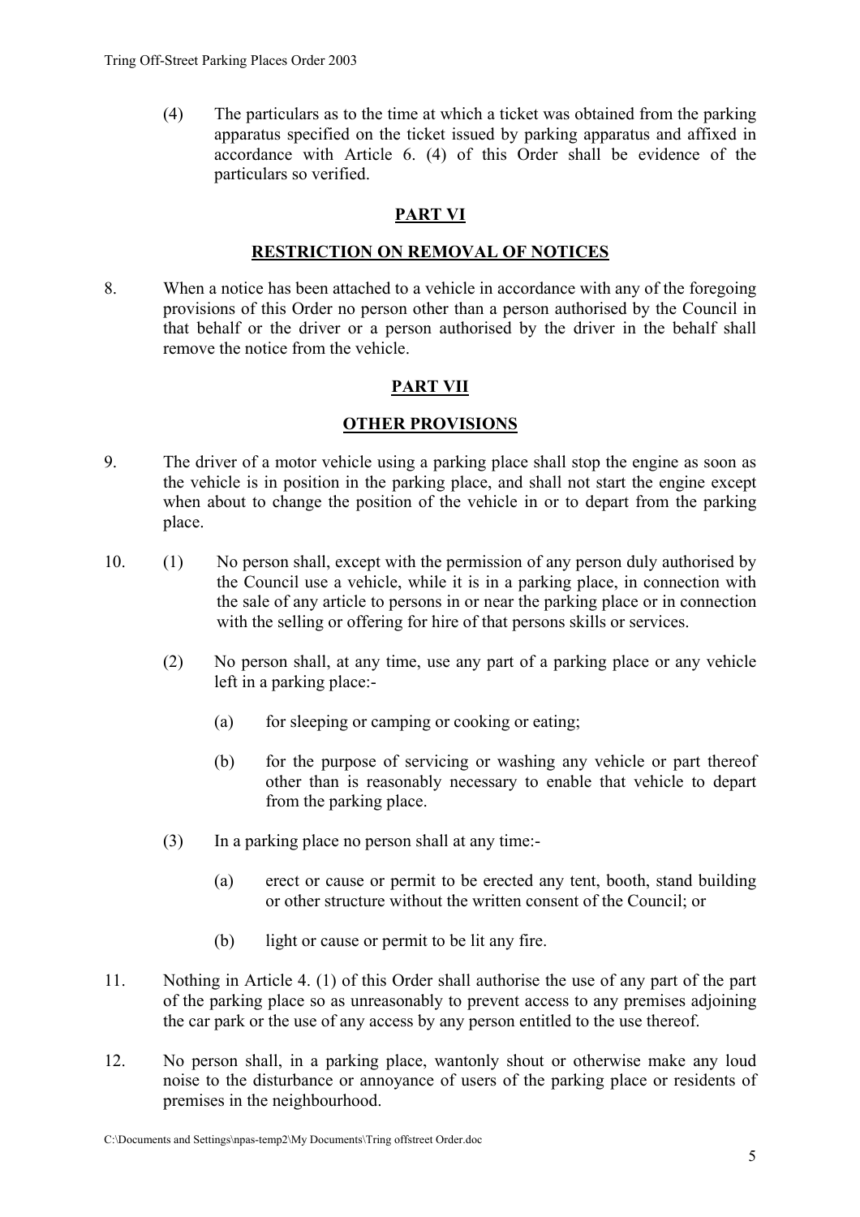(4) The particulars as to the time at which a ticket was obtained from the parking apparatus specified on the ticket issued by parking apparatus and affixed in accordance with Article 6. (4) of this Order shall be evidence of the particulars so verified.

## PART VI

## RESTRICTION ON REMOVAL OF NOTICES

8. When a notice has been attached to a vehicle in accordance with any of the foregoing provisions of this Order no person other than a person authorised by the Council in that behalf or the driver or a person authorised by the driver in the behalf shall remove the notice from the vehicle.

## PART VII

## OTHER PROVISIONS

9. The driver of a motor vehicle using a parking place shall stop the engine as soon as the vehicle is in position in the parking place, and shall not start the engine except when about to change the position of the vehicle in or to depart from the parking place.

10. (1) No person shall, except with the permission of any person duly authorised by the Council use a vehicle, while it is in a parking place, in connection with the sale of any article to persons in or near the parking place or in connection with the selling or offering for hire of that persons skills or services.

    (2) No person shall, at any time, use any part of a parking place or any vehicle left in a parking place:-

    (a) for sleeping or camping or cooking or eating;

    (b) for the purpose of servicing or washing any vehicle or part thereof other than is reasonably necessary to enable that vehicle to depart from the parking place.

    (3) In a parking place no person shall at any time:-

    (a) erect or cause or permit to be erected any tent, booth, stand building or other structure without the written consent of the Council; or

    (b) light or cause or permit to be lit any fire.

11. Nothing in Article 4. (1) of this Order shall authorise the use of any part of the part of the parking place so as unreasonably to prevent access to any premises adjoining the car park or the use of any access by any person entitled to the use thereof.

12. No person shall, in a parking place, wantonly shout or otherwise make any loud noise to the disturbance or annoyance of users of the parking place or residents of premises in the neighbourhood.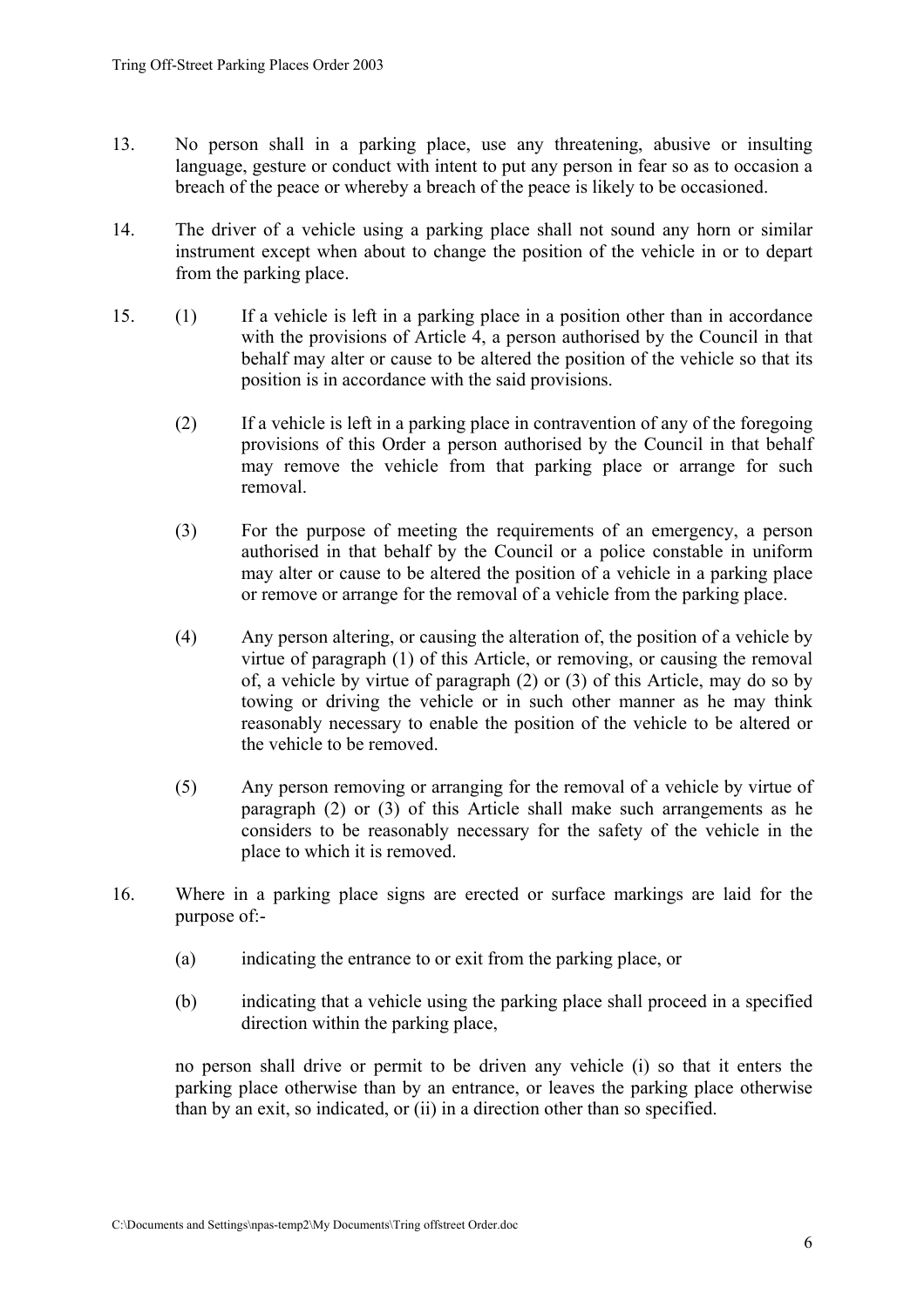13. No person shall in a parking place, use any threatening, abusive or insulting language, gesture or conduct with intent to put any person in fear so as to occasion a breach of the peace or whereby a breach of the peace is likely to be occasioned.

14. The driver of a vehicle using a parking place shall not sound any horn or similar instrument except when about to change the position of the vehicle in or to depart from the parking place.

15. (1) If a vehicle is left in a parking place in a position other than in accordance with the provisions of Article 4, a person authorised by the Council in that behalf may alter or cause to be altered the position of the vehicle so that its position is in accordance with the said provisions.

(2) If a vehicle is left in a parking place in contravention of any of the foregoing provisions of this Order a person authorised by the Council in that behalf may remove the vehicle from that parking place or arrange for such removal.

(3) For the purpose of meeting the requirements of an emergency, a person authorised in that behalf by the Council or a police constable in uniform may alter or cause to be altered the position of a vehicle in a parking place or remove or arrange for the removal of a vehicle from the parking place.

(4) Any person altering, or causing the alteration of, the position of a vehicle by virtue of paragraph (1) of this Article, or removing, or causing the removal of, a vehicle by virtue of paragraph (2) or (3) of this Article, may do so by towing or driving the vehicle or in such other manner as he may think reasonably necessary to enable the position of the vehicle to be altered or the vehicle to be removed.

(5) Any person removing or arranging for the removal of a vehicle by virtue of paragraph (2) or (3) of this Article shall make such arrangements as he considers to be reasonably necessary for the safety of the vehicle in the place to which it is removed.

16. Where in a parking place signs are erected or surface markings are laid for the purpose of:-

(a) indicating the entrance to or exit from the parking place, or

(b) indicating that a vehicle using the parking place shall proceed in a specified direction within the parking place,

no person shall drive or permit to be driven any vehicle (i) so that it enters the parking place otherwise than by an entrance, or leaves the parking place otherwise than by an exit, so indicated, or (ii) in a direction other than so specified.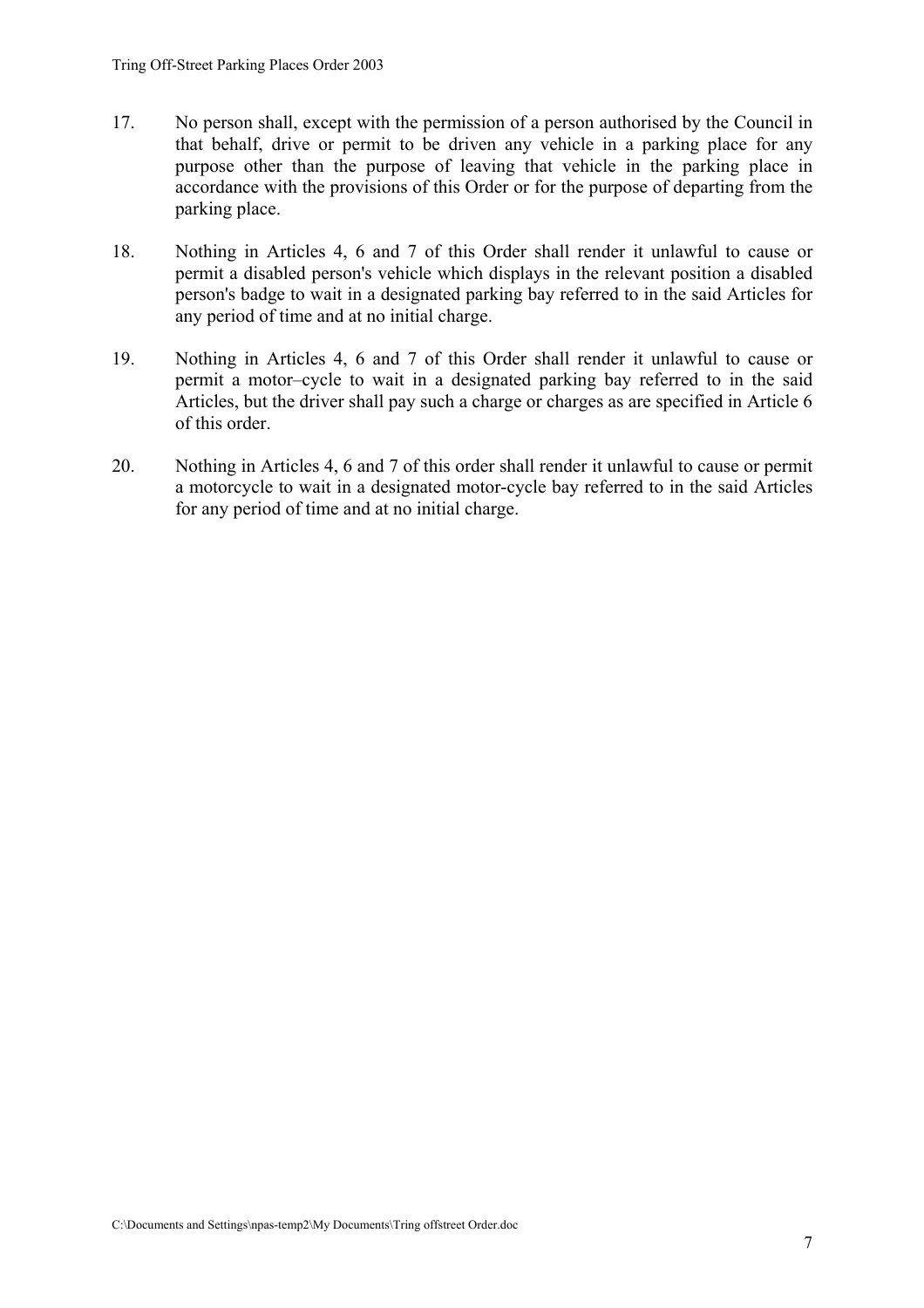17. No person shall, except with the permission of a person authorised by the Council in that behalf, drive or permit to be driven any vehicle in a parking place for any purpose other than the purpose of leaving that vehicle in the parking place in accordance with the provisions of this Order or for the purpose of departing from the parking place.

18. Nothing in Articles 4, 6 and 7 of this Order shall render it unlawful to cause or permit a disabled person's vehicle which displays in the relevant position a disabled person's badge to wait in a designated parking bay referred to in the said Articles for any period of time and at no initial charge.

19. Nothing in Articles 4, 6 and 7 of this Order shall render it unlawful to cause or permit a motor–cycle to wait in a designated parking bay referred to in the said Articles, but the driver shall pay such a charge or charges as are specified in Article 6 of this order.

20. Nothing in Articles 4, 6 and 7 of this order shall render it unlawful to cause or permit a motorcycle to wait in a designated motor-cycle bay referred to in the said Articles for any period of time and at no initial charge.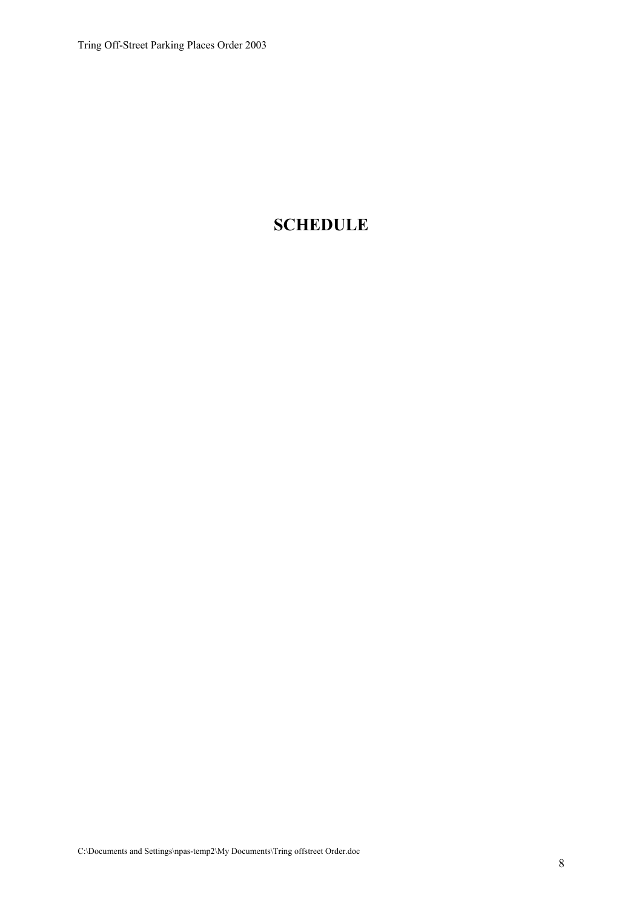# SCHEDULE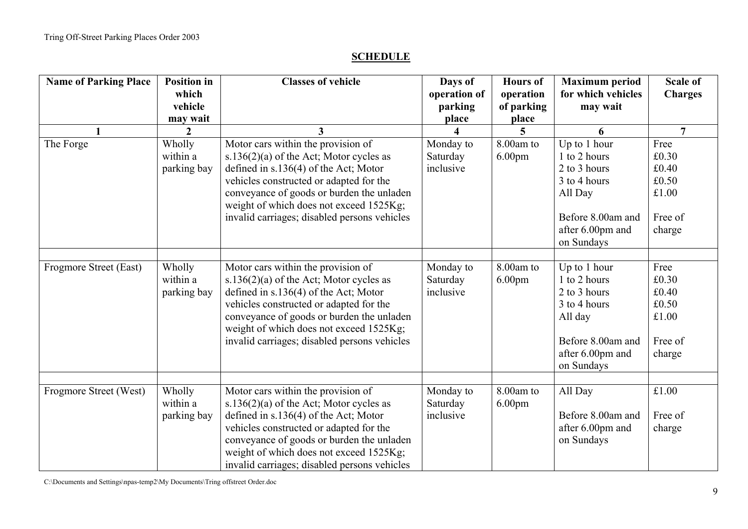## SCHEDULE

| Name of Parking Place | Position in which vehicle may wait | Classes of vehicle | Days of operation of parking place | Hours of operation of parking place | Maximum period for which vehicles may wait | Scale of Charges |
|---|---|---|---|---|---|---|
| 1 | 2 | 3 | 4 | 5 | 6 | 7 |
| The Forge | Wholly within a parking bay | Motor cars within the provision of s.136(2)(a) of the Act; Motor cycles as defined in s.136(4) of the Act; Motor vehicles constructed or adapted for the conveyance of goods or burden the unladen weight of which does not exceed 1525Kg; invalid carriages; disabled persons vehicles | Monday to Saturday inclusive | 8.00am to 6.00pm | Up to 1 hour<br>1 to 2 hours<br>2 to 3 hours<br>3 to 4 hours<br>All Day<br><br>Before 8.00am and after 6.00pm and on Sundays | Free<br>£0.30<br>£0.40<br>£0.50<br>£1.00<br><br>Free of charge |
| | | | | | | |
| Frogmore Street (East) | Wholly within a parking bay | Motor cars within the provision of s.136(2)(a) of the Act; Motor cycles as defined in s.136(4) of the Act; Motor vehicles constructed or adapted for the conveyance of goods or burden the unladen weight of which does not exceed 1525Kg; invalid carriages; disabled persons vehicles | Monday to Saturday inclusive | 8.00am to 6.00pm | Up to 1 hour<br>1 to 2 hours<br>2 to 3 hours<br>3 to 4 hours<br>All day<br><br>Before 8.00am and after 6.00pm and on Sundays | Free<br>£0.30<br>£0.40<br>£0.50<br>£1.00<br><br>Free of charge |
| | | | | | | |
| Frogmore Street (West) | Wholly within a parking bay | Motor cars within the provision of s.136(2)(a) of the Act; Motor cycles as defined in s.136(4) of the Act; Motor vehicles constructed or adapted for the conveyance of goods or burden the unladen weight of which does not exceed 1525Kg; invalid carriages; disabled persons vehicles | Monday to Saturday inclusive | 8.00am to 6.00pm | All Day<br><br>Before 8.00am and after 6.00pm and on Sundays | £1.00<br><br>Free of charge |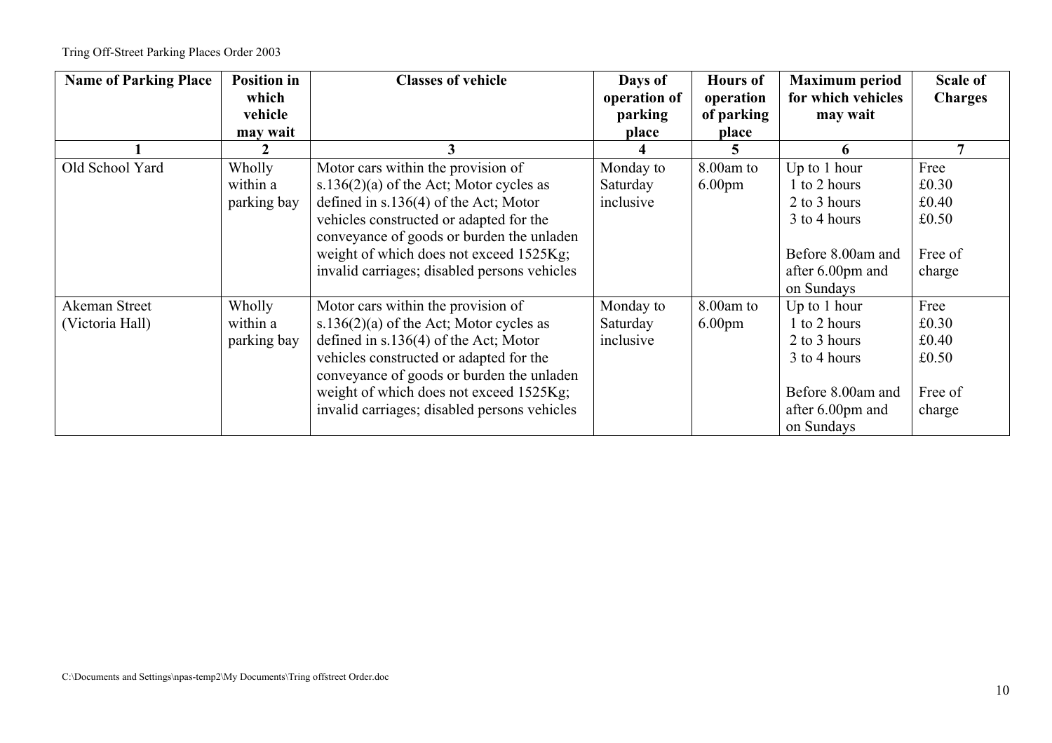| Name of Parking Place | Position in which vehicle may wait | Classes of vehicle | Days of operation of parking place | Hours of operation of parking place | Maximum period for which vehicles may wait | Scale of Charges |
|---|---|---|---|---|---|---|
| 1 | 2 | 3 | 4 | 5 | 6 | 7 |
| Old School Yard | Wholly within a parking bay | Motor cars within the provision of s.136(2)(a) of the Act; Motor cycles as defined in s.136(4) of the Act; Motor vehicles constructed or adapted for the conveyance of goods or burden the unladen weight of which does not exceed 1525Kg; invalid carriages; disabled persons vehicles | Monday to Saturday inclusive | 8.00am to 6.00pm | Up to 1 hour<br>1 to 2 hours<br>2 to 3 hours<br>3 to 4 hours<br><br>Before 8.00am and after 6.00pm and on Sundays | Free<br>£0.30<br>£0.40<br>£0.50<br><br>Free of charge |
| Akeman Street (Victoria Hall) | Wholly within a parking bay | Motor cars within the provision of s.136(2)(a) of the Act; Motor cycles as defined in s.136(4) of the Act; Motor vehicles constructed or adapted for the conveyance of goods or burden the unladen weight of which does not exceed 1525Kg; invalid carriages; disabled persons vehicles | Monday to Saturday inclusive | 8.00am to 6.00pm | Up to 1 hour<br>1 to 2 hours<br>2 to 3 hours<br>3 to 4 hours<br><br>Before 8.00am and after 6.00pm and on Sundays | Free<br>£0.30<br>£0.40<br>£0.50<br><br>Free of charge |